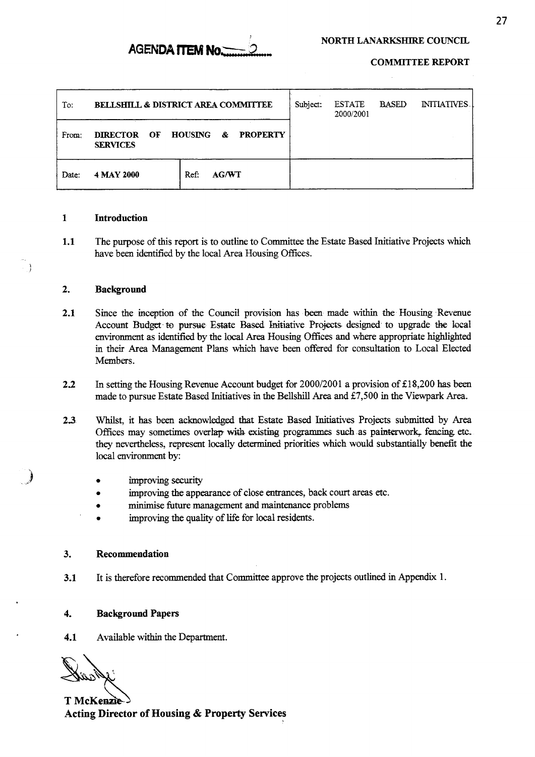**AGENDA ITEM No. 2**

**NORTH LANARKSHIRE COUNCIL**

**COMMITTEE REPORT**

| To: | BELLSHILL & DISTRICT AREA COMMITTEE | | Subject: | ESTATE BASED INITIATIVES. 2000/2001 |
|---|---|---|---|---|
| From: | DIRECTOR OF HOUSING & PROPERTY SERVICES | | | |
| Date: | 4 MAY 2000 | Ref: AG/WT | | |

## 1 Introduction

**1.1** The purpose of this report is to outline to Committee the Estate Based Initiative Projects which have been identified by the local Area Housing Offices.

## 2. Background

**2.1** Since the inception of the Council provision has been made within the Housing Revenue Account Budget to pursue Estate Based Initiative Projects designed to upgrade the local environment as identified by the local Area Housing Offices and where appropriate highlighted in their Area Management Plans which have been offered for consultation to Local Elected Members.

**2.2** In setting the Housing Revenue Account budget for 2000/2001 a provision of £18,200 has been made to pursue Estate Based Initiatives in the Bellshill Area and £7,500 in the Viewpark Area.

**2.3** Whilst, it has been acknowledged that Estate Based Initiatives Projects submitted by Area Offices may sometimes overlap with existing programmes such as painterwork, fencing etc. they nevertheless, represent locally determined priorities which would substantially benefit the local environment by:

- improving security
- improving the appearance of close entrances, back court areas etc.
- minimise future management and maintenance problems
- improving the quality of life for local residents.

## 3. Recommendation

**3.1** It is therefore recommended that Committee approve the projects outlined in Appendix 1.

## 4. Background Papers

**4.1** Available within the Department.

**T McKenzie**
**Acting Director of Housing & Property Services**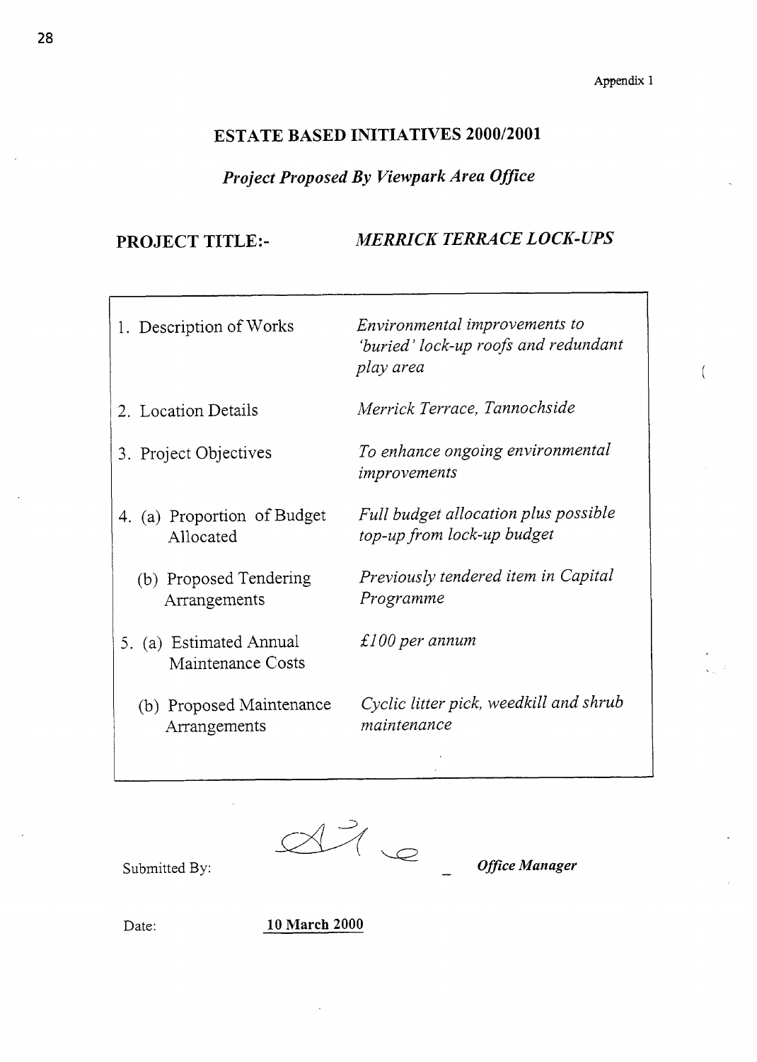Appendix 1

# ESTATE BASED INITIATIVES 2000/2001

*Project Proposed By Viewpark Area Office*

**PROJECT TITLE:-** *MERRICK TERRACE LOCK-UPS*

| | |
|---|---|
| 1. Description of Works | *Environmental improvements to 'buried' lock-up roofs and redundant play area* |
| 2. Location Details | *Merrick Terrace, Tannochside* |
| 3. Project Objectives | *To enhance ongoing environmental improvements* |
| 4. (a) Proportion of Budget Allocated | *Full budget allocation plus possible top-up from lock-up budget* |
| (b) Proposed Tendering Arrangements | *Previously tendered item in Capital Programme* |
| 5. (a) Estimated Annual Maintenance Costs | *£100 per annum* |
| (b) Proposed Maintenance Arrangements | *Cyclic litter pick, weedkill and shrub maintenance* |

Submitted By: _______________ ***Office Manager***

Date: **10 March 2000**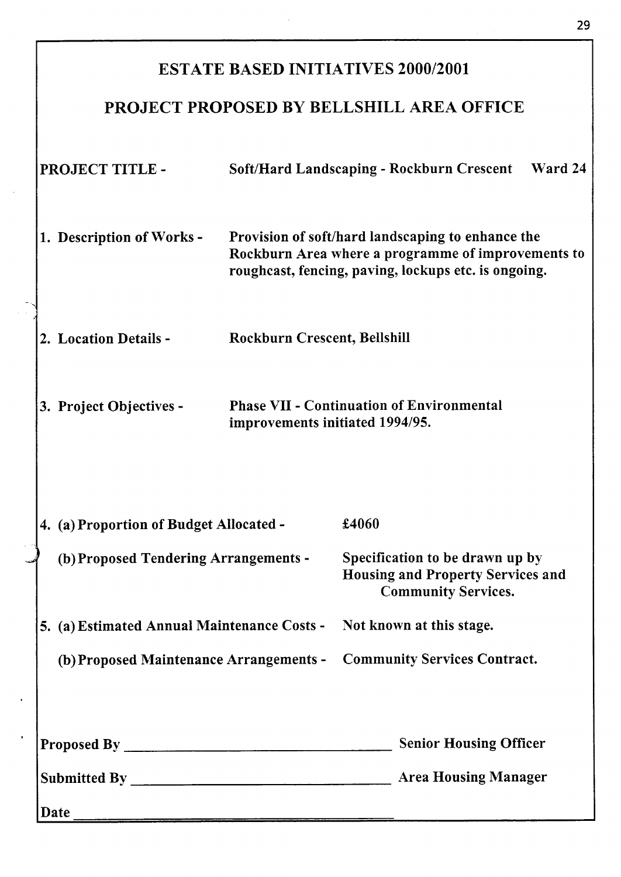# ESTATE BASED INITIATIVES 2000/2001

## PROJECT PROPOSED BY BELLSHILL AREA OFFICE

**PROJECT TITLE -** **Soft/Hard Landscaping - Rockburn Crescent Ward 24**

**1. Description of Works -** **Provision of soft/hard landscaping to enhance the Rockburn Area where a programme of improvements to roughcast, fencing, paving, lockups etc. is ongoing.**

**2. Location Details -** **Rockburn Crescent, Bellshill**

**3. Project Objectives -** **Phase VII - Continuation of Environmental improvements initiated 1994/95.**

**4. (a) Proportion of Budget Allocated -** **£4060**

**(b) Proposed Tendering Arrangements -** **Specification to be drawn up by Housing and Property Services and Community Services.**

**5. (a) Estimated Annual Maintenance Costs -** **Not known at this stage.**

**(b) Proposed Maintenance Arrangements -** **Community Services Contract.**

**Proposed By** ______________________________ **Senior Housing Officer**

**Submitted By** ______________________________ **Area Housing Manager**

**Date** ______________________________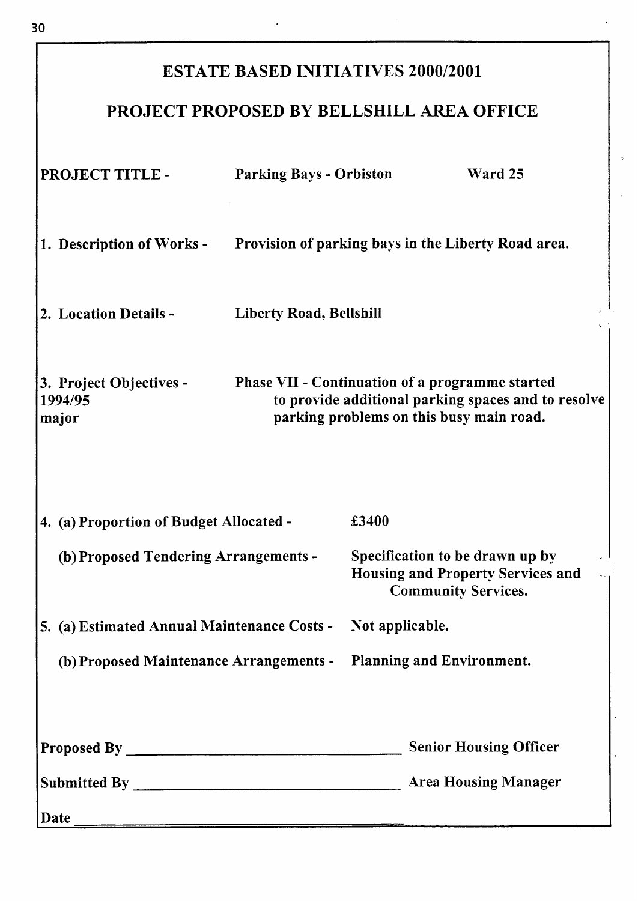# ESTATE BASED INITIATIVES 2000/2001

## PROJECT PROPOSED BY BELLSHILL AREA OFFICE

**PROJECT TITLE -** **Parking Bays - Orbiston** **Ward 25**

**1. Description of Works -** **Provision of parking bays in the Liberty Road area.**

**2. Location Details -** **Liberty Road, Bellshill**

**3. Project Objectives -**
**1994/95**
**major**

**Phase VII - Continuation of a programme started to provide additional parking spaces and to resolve parking problems on this busy main road.**

**4. (a) Proportion of Budget Allocated -** **£3400**

**(b) Proposed Tendering Arrangements -** **Specification to be drawn up by Housing and Property Services and Community Services.**

**5. (a) Estimated Annual Maintenance Costs -** **Not applicable.**

**(b) Proposed Maintenance Arrangements -** **Planning and Environment.**

**Proposed By** ________________________________ **Senior Housing Officer**

**Submitted By** ________________________________ **Area Housing Manager**

**Date** ________________________________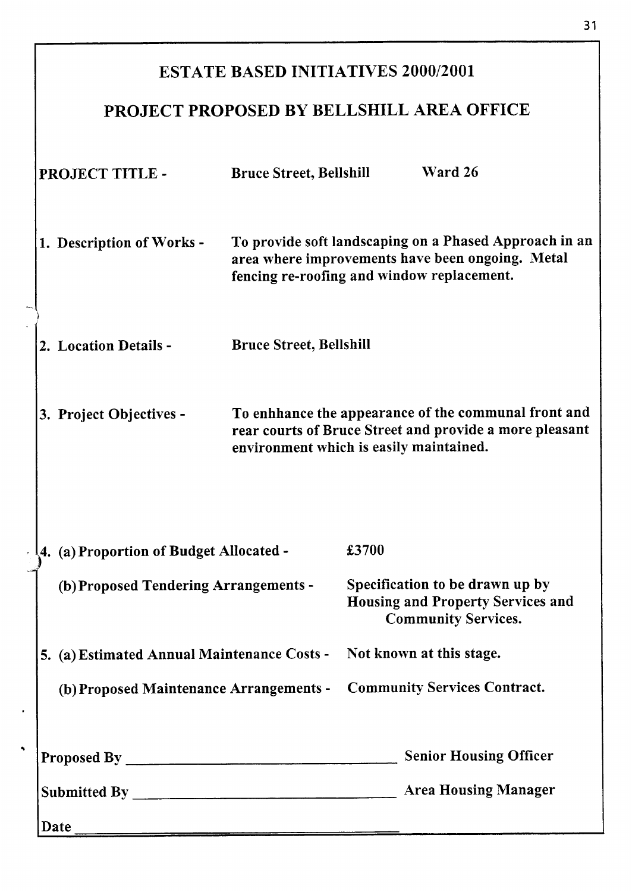# ESTATE BASED INITIATIVES 2000/2001

## PROJECT PROPOSED BY BELLSHILL AREA OFFICE

**PROJECT TITLE -** **Bruce Street, Bellshill** **Ward 26**

**1. Description of Works -** **To provide soft landscaping on a Phased Approach in an area where improvements have been ongoing. Metal fencing re-roofing and window replacement.**

**2. Location Details -** **Bruce Street, Bellshill**

**3. Project Objectives -** **To enhhance the appearance of the communal front and rear courts of Bruce Street and provide a more pleasant environment which is easily maintained.**

**4. (a) Proportion of Budget Allocated -** **£3700**

**(b) Proposed Tendering Arrangements -** **Specification to be drawn up by Housing and Property Services and Community Services.**

**5. (a) Estimated Annual Maintenance Costs -** **Not known at this stage.**

**(b) Proposed Maintenance Arrangements -** **Community Services Contract.**

**Proposed By** ______________________________ **Senior Housing Officer**

**Submitted By** ______________________________ **Area Housing Manager**

**Date** ______________________________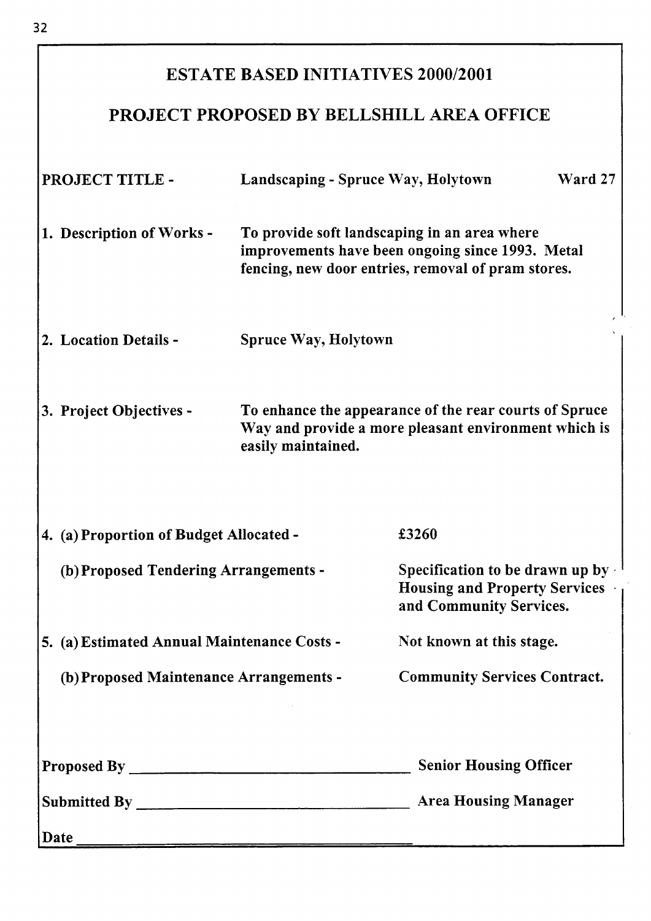# ESTATE BASED INITIATIVES 2000/2001

## PROJECT PROPOSED BY BELLSHILL AREA OFFICE

**PROJECT TITLE -** **Landscaping - Spruce Way, Holytown** **Ward 27**

**1. Description of Works -** **To provide soft landscaping in an area where improvements have been ongoing since 1993. Metal fencing, new door entries, removal of pram stores.**

**2. Location Details -** **Spruce Way, Holytown**

**3. Project Objectives -** **To enhance the appearance of the rear courts of Spruce Way and provide a more pleasant environment which is easily maintained.**

**4. (a) Proportion of Budget Allocated -** **£3260**

**(b) Proposed Tendering Arrangements -** **Specification to be drawn up by Housing and Property Services and Community Services.**

**5. (a) Estimated Annual Maintenance Costs -** **Not known at this stage.**

**(b) Proposed Maintenance Arrangements -** **Community Services Contract.**

**Proposed By** ________________________________ **Senior Housing Officer**

**Submitted By** ________________________________ **Area Housing Manager**

**Date** ________________________________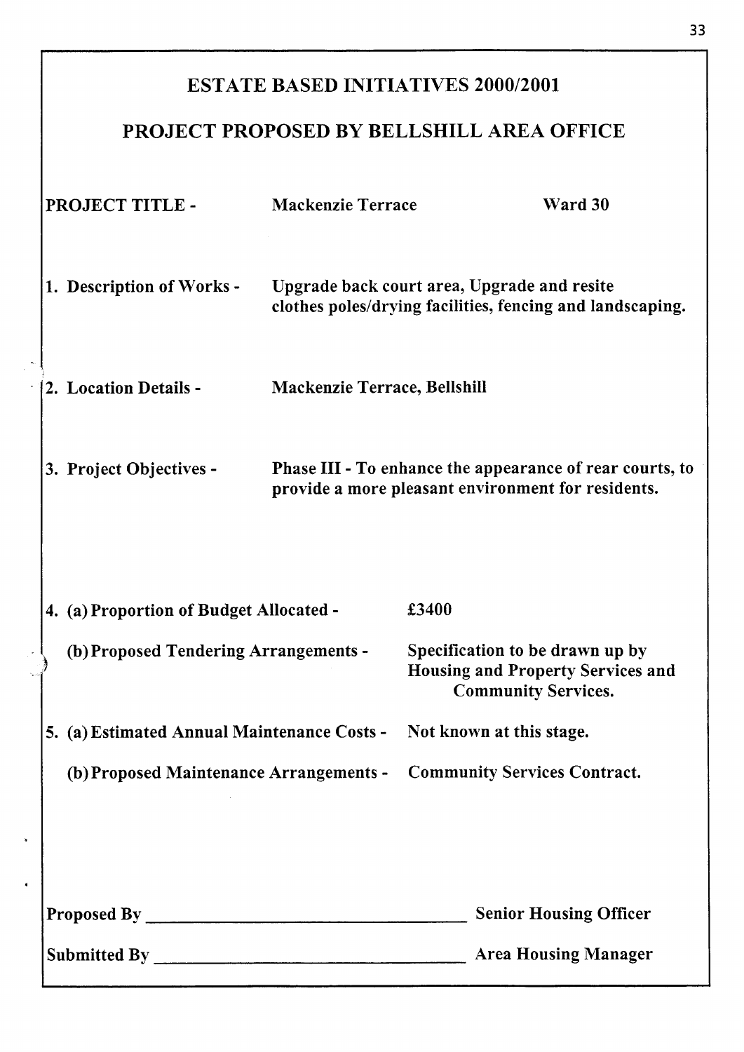# ESTATE BASED INITIATIVES 2000/2001

## PROJECT PROPOSED BY BELLSHILL AREA OFFICE

**PROJECT TITLE -** **Mackenzie Terrace** **Ward 30**

**1. Description of Works -** **Upgrade back court area, Upgrade and resite clothes poles/drying facilities, fencing and landscaping.**

**2. Location Details -** **Mackenzie Terrace, Bellshill**

**3. Project Objectives -** **Phase III - To enhance the appearance of rear courts, to provide a more pleasant environment for residents.**

**4. (a) Proportion of Budget Allocated -** **£3400**

**(b) Proposed Tendering Arrangements -** **Specification to be drawn up by Housing and Property Services and Community Services.**

**5. (a) Estimated Annual Maintenance Costs -** **Not known at this stage.**

**(b) Proposed Maintenance Arrangements -** **Community Services Contract.**

**Proposed By** ________________________________ **Senior Housing Officer**

**Submitted By** ________________________________ **Area Housing Manager**